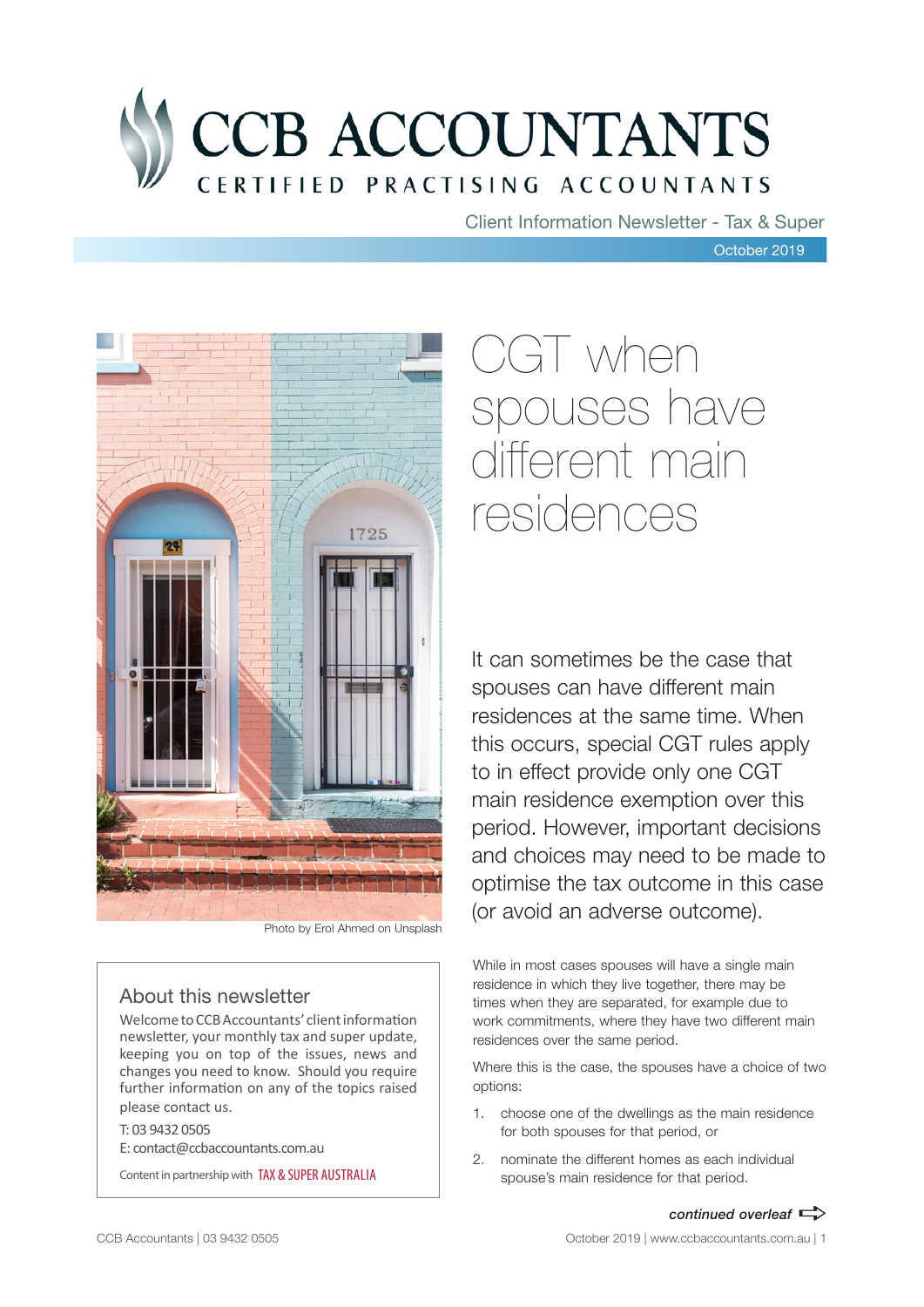# CCB ACCOUNTANTS

CERTIFIED PRACTISING ACCOUNTANTS

Client Information Newsletter - Tax & Super

October 2019

Photo by Erol Ahmed on Unsplash

## About this newsletter

Welcome to CCB Accountants' client information newsletter, your monthly tax and super update, keeping you on top of the issues, news and changes you need to know. Should you require further information on any of the topics raised please contact us.

T: 03 9432 0505

E: contact@ccbaccountants.com.au

Content in partnership with TAX & SUPER AUSTRALIA

# CGT when spouses have different main residences

It can sometimes be the case that spouses can have different main residences at the same time. When this occurs, special CGT rules apply to in effect provide only one CGT main residence exemption over this period. However, important decisions and choices may need to be made to optimise the tax outcome in this case (or avoid an adverse outcome).

While in most cases spouses will have a single main residence in which they live together, there may be times when they are separated, for example due to work commitments, where they have two different main residences over the same period.

Where this is the case, the spouses have a choice of two options:

1. choose one of the dwellings as the main residence for both spouses for that period, or
2. nominate the different homes as each individual spouse's main residence for that period.

*continued overleaf*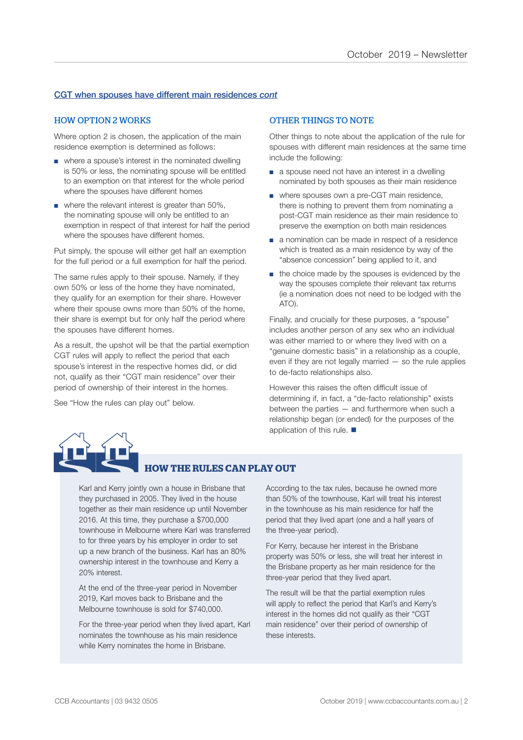## CGT when spouses have different main residences *cont*

### HOW OPTION 2 WORKS

Where option 2 is chosen, the application of the main residence exemption is determined as follows:

- where a spouse's interest in the nominated dwelling is 50% or less, the nominating spouse will be entitled to an exemption on that interest for the whole period where the spouses have different homes
- where the relevant interest is greater than 50%, the nominating spouse will only be entitled to an exemption in respect of that interest for half the period where the spouses have different homes.

Put simply, the spouse will either get half an exemption for the full period or a full exemption for half the period.

The same rules apply to their spouse. Namely, if they own 50% or less of the home they have nominated, they qualify for an exemption for their share. However where their spouse owns more than 50% of the home, their share is exempt but for only half the period where the spouses have different homes.

As a result, the upshot will be that the partial exemption CGT rules will apply to reflect the period that each spouse's interest in the respective homes did, or did not, qualify as their "CGT main residence" over their period of ownership of their interest in the homes.

See "How the rules can play out" below.

### OTHER THINGS TO NOTE

Other things to note about the application of the rule for spouses with different main residences at the same time include the following:

- a spouse need not have an interest in a dwelling nominated by both spouses as their main residence
- where spouses own a pre-CGT main residence, there is nothing to prevent them from nominating a post-CGT main residence as their main residence to preserve the exemption on both main residences
- a nomination can be made in respect of a residence which is treated as a main residence by way of the "absence concession" being applied to it, and
- the choice made by the spouses is evidenced by the way the spouses complete their relevant tax returns (ie a nomination does not need to be lodged with the ATO).

Finally, and crucially for these purposes, a "spouse" includes another person of any sex who an individual was either married to or where they lived with on a "genuine domestic basis" in a relationship as a couple, even if they are not legally married — so the rule applies to de-facto relationships also.

However this raises the often difficult issue of determining if, in fact, a "de-facto relationship" exists between the parties — and furthermore when such a relationship began (or ended) for the purposes of the application of this rule. ■

### HOW THE RULES CAN PLAY OUT

Karl and Kerry jointly own a house in Brisbane that they purchased in 2005. They lived in the house together as their main residence up until November 2016. At this time, they purchase a $700,000 townhouse in Melbourne where Karl was transferred to for three years by his employer in order to set up a new branch of the business. Karl has an 80% ownership interest in the townhouse and Kerry a 20% interest.

At the end of the three-year period in November 2019, Karl moves back to Brisbane and the Melbourne townhouse is sold for $740,000.

For the three-year period when they lived apart, Karl nominates the townhouse as his main residence while Kerry nominates the home in Brisbane.

According to the tax rules, because he owned more than 50% of the townhouse, Karl will treat his interest in the townhouse as his main residence for half the period that they lived apart (one and a half years of the three-year period).

For Kerry, because her interest in the Brisbane property was 50% or less, she will treat her interest in the Brisbane property as her main residence for the three-year period that they lived apart.

The result will be that the partial exemption rules will apply to reflect the period that Karl's and Kerry's interest in the homes did not qualify as their "CGT main residence" over their period of ownership of these interests.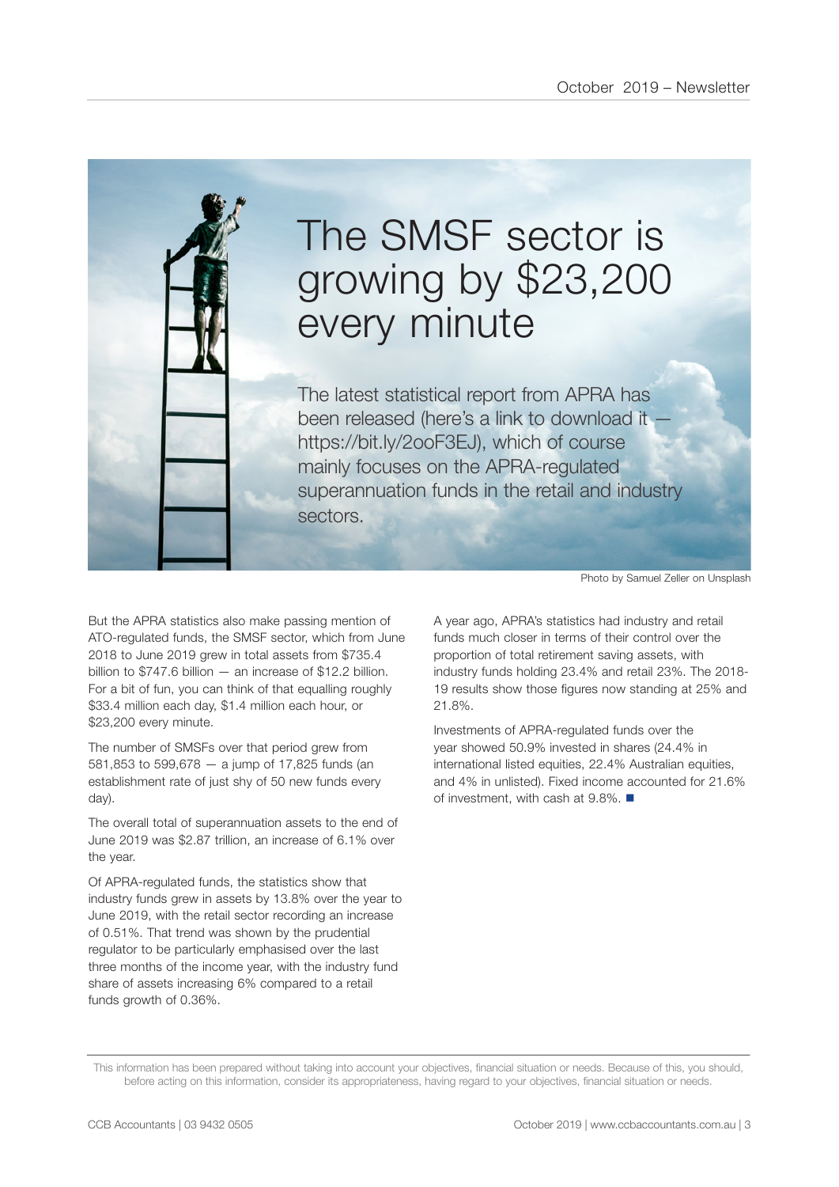# The SMSF sector is growing by $23,200 every minute

The latest statistical report from APRA has been released (here's a link to download it — https://bit.ly/2ooF3EJ), which of course mainly focuses on the APRA-regulated superannuation funds in the retail and industry sectors.

Photo by Samuel Zeller on Unsplash

But the APRA statistics also make passing mention of ATO-regulated funds, the SMSF sector, which from June 2018 to June 2019 grew in total assets from $735.4 billion to $747.6 billion — an increase of $12.2 billion. For a bit of fun, you can think of that equalling roughly $33.4 million each day, $1.4 million each hour, or $23,200 every minute.

The number of SMSFs over that period grew from 581,853 to 599,678 — a jump of 17,825 funds (an establishment rate of just shy of 50 new funds every day).

The overall total of superannuation assets to the end of June 2019 was $2.87 trillion, an increase of 6.1% over the year.

Of APRA-regulated funds, the statistics show that industry funds grew in assets by 13.8% over the year to June 2019, with the retail sector recording an increase of 0.51%. That trend was shown by the prudential regulator to be particularly emphasised over the last three months of the income year, with the industry fund share of assets increasing 6% compared to a retail funds growth of 0.36%.

A year ago, APRA's statistics had industry and retail funds much closer in terms of their control over the proportion of total retirement saving assets, with industry funds holding 23.4% and retail 23%. The 2018-19 results show those figures now standing at 25% and 21.8%.

Investments of APRA-regulated funds over the year showed 50.9% invested in shares (24.4% in international listed equities, 22.4% Australian equities, and 4% in unlisted). Fixed income accounted for 21.6% of investment, with cash at 9.8%. ■

This information has been prepared without taking into account your objectives, financial situation or needs. Because of this, you should, before acting on this information, consider its appropriateness, having regard to your objectives, financial situation or needs.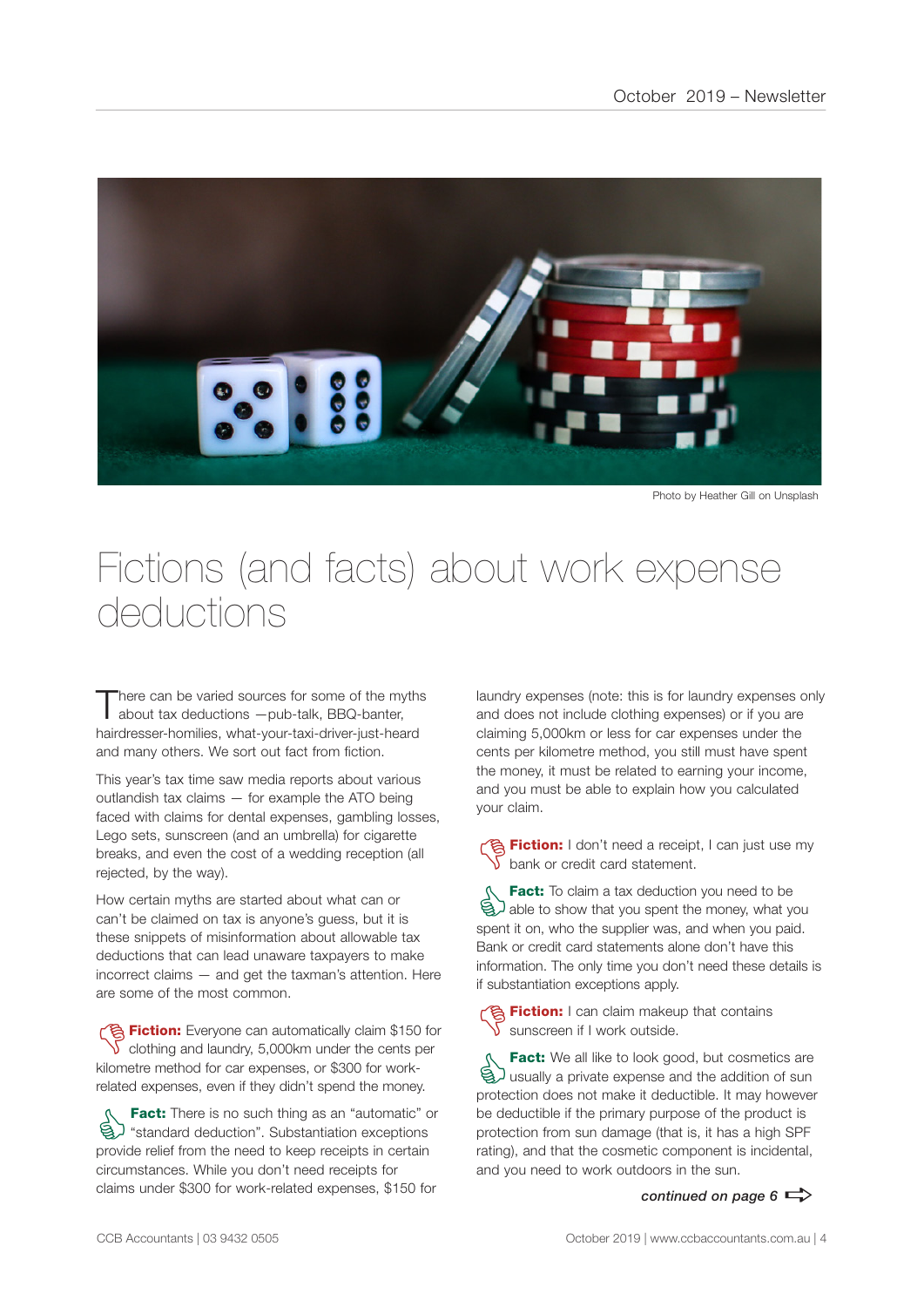Photo by Heather Gill on Unsplash

# Fictions (and facts) about work expense deductions

There can be varied sources for some of the myths about tax deductions —pub-talk, BBQ-banter, hairdresser-homilies, what-your-taxi-driver-just-heard and many others. We sort out fact from fiction.

This year's tax time saw media reports about various outlandish tax claims — for example the ATO being faced with claims for dental expenses, gambling losses, Lego sets, sunscreen (and an umbrella) for cigarette breaks, and even the cost of a wedding reception (all rejected, by the way).

How certain myths are started about what can or can't be claimed on tax is anyone's guess, but it is these snippets of misinformation about allowable tax deductions that can lead unaware taxpayers to make incorrect claims — and get the taxman's attention. Here are some of the most common.

**Fiction:** Everyone can automatically claim $150 for clothing and laundry, 5,000km under the cents per kilometre method for car expenses, or $300 for work-related expenses, even if they didn't spend the money.

**Fact:** There is no such thing as an "automatic" or "standard deduction". Substantiation exceptions provide relief from the need to keep receipts in certain circumstances. While you don't need receipts for claims under $300 for work-related expenses, $150 for laundry expenses (note: this is for laundry expenses only and does not include clothing expenses) or if you are claiming 5,000km or less for car expenses under the cents per kilometre method, you still must have spent the money, it must be related to earning your income, and you must be able to explain how you calculated your claim.

**Fiction:** I don't need a receipt, I can just use my bank or credit card statement.

**Fact:** To claim a tax deduction you need to be able to show that you spent the money, what you spent it on, who the supplier was, and when you paid. Bank or credit card statements alone don't have this information. The only time you don't need these details is if substantiation exceptions apply.

**Fiction:** I can claim makeup that contains sunscreen if I work outside.

**Fact:** We all like to look good, but cosmetics are usually a private expense and the addition of sun protection does not make it deductible. It may however be deductible if the primary purpose of the product is protection from sun damage (that is, it has a high SPF rating), and that the cosmetic component is incidental, and you need to work outdoors in the sun.

***continued on page 6***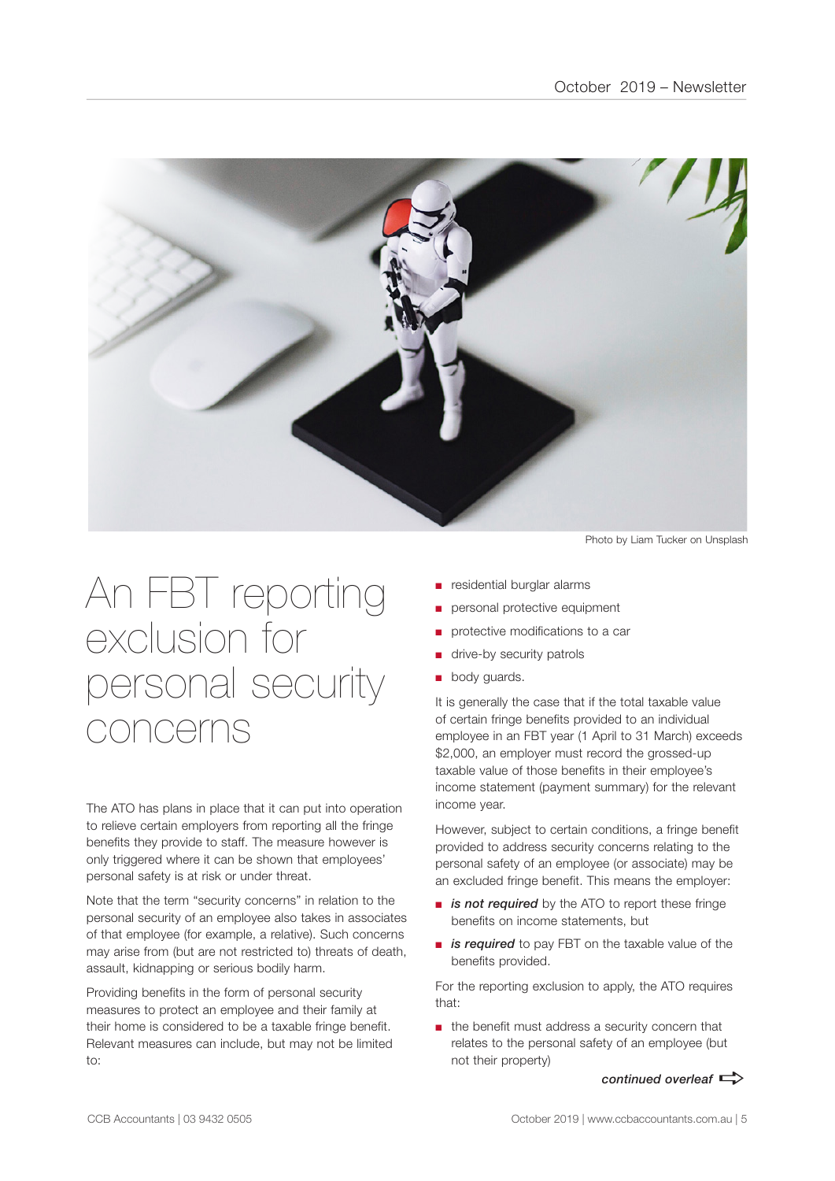Photo by Liam Tucker on Unsplash

# An FBT reporting exclusion for personal security concerns

The ATO has plans in place that it can put into operation to relieve certain employers from reporting all the fringe benefits they provide to staff. The measure however is only triggered where it can be shown that employees' personal safety is at risk or under threat.

Note that the term "security concerns" in relation to the personal security of an employee also takes in associates of that employee (for example, a relative). Such concerns may arise from (but are not restricted to) threats of death, assault, kidnapping or serious bodily harm.

Providing benefits in the form of personal security measures to protect an employee and their family at their home is considered to be a taxable fringe benefit. Relevant measures can include, but may not be limited to:

- residential burglar alarms
- personal protective equipment
- protective modifications to a car
- drive-by security patrols
- body guards.

It is generally the case that if the total taxable value of certain fringe benefits provided to an individual employee in an FBT year (1 April to 31 March) exceeds $2,000, an employer must record the grossed-up taxable value of those benefits in their employee's income statement (payment summary) for the relevant income year.

However, subject to certain conditions, a fringe benefit provided to address security concerns relating to the personal safety of an employee (or associate) may be an excluded fringe benefit. This means the employer:

- ***is not required*** by the ATO to report these fringe benefits on income statements, but
- ***is required*** to pay FBT on the taxable value of the benefits provided.

For the reporting exclusion to apply, the ATO requires that:

- the benefit must address a security concern that relates to the personal safety of an employee (but not their property)

***continued overleaf*** ➪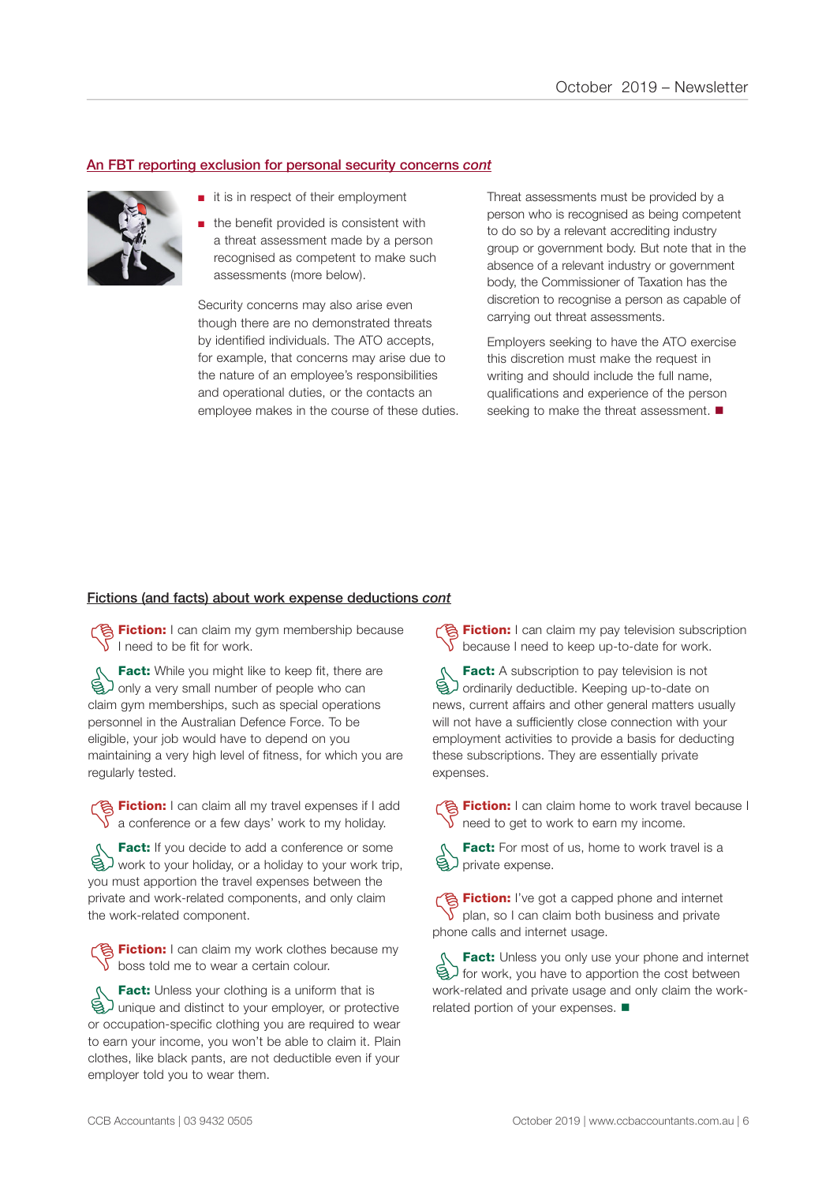## An FBT reporting exclusion for personal security concerns *cont*

- it is in respect of their employment
- the benefit provided is consistent with a threat assessment made by a person recognised as competent to make such assessments (more below).

Security concerns may also arise even though there are no demonstrated threats by identified individuals. The ATO accepts, for example, that concerns may arise due to the nature of an employee's responsibilities and operational duties, or the contacts an employee makes in the course of these duties.

Threat assessments must be provided by a person who is recognised as being competent to do so by a relevant accrediting industry group or government body. But note that in the absence of a relevant industry or government body, the Commissioner of Taxation has the discretion to recognise a person as capable of carrying out threat assessments.

Employers seeking to have the ATO exercise this discretion must make the request in writing and should include the full name, qualifications and experience of the person seeking to make the threat assessment. ■

## Fictions (and facts) about work expense deductions *cont*

**Fiction:** I can claim my gym membership because I need to be fit for work.

**Fact:** While you might like to keep fit, there are only a very small number of people who can claim gym memberships, such as special operations personnel in the Australian Defence Force. To be eligible, your job would have to depend on you maintaining a very high level of fitness, for which you are regularly tested.

**Fiction:** I can claim all my travel expenses if I add a conference or a few days' work to my holiday.

**Fact:** If you decide to add a conference or some work to your holiday, or a holiday to your work trip, you must apportion the travel expenses between the private and work-related components, and only claim the work-related component.

**Fiction:** I can claim my work clothes because my boss told me to wear a certain colour.

**Fact:** Unless your clothing is a uniform that is unique and distinct to your employer, or protective or occupation-specific clothing you are required to wear to earn your income, you won't be able to claim it. Plain clothes, like black pants, are not deductible even if your employer told you to wear them.

**Fiction:** I can claim my pay television subscription because I need to keep up-to-date for work.

**Fact:** A subscription to pay television is not ordinarily deductible. Keeping up-to-date on news, current affairs and other general matters usually will not have a sufficiently close connection with your employment activities to provide a basis for deducting these subscriptions. They are essentially private expenses.

**Fiction:** I can claim home to work travel because I need to get to work to earn my income.

**Fact:** For most of us, home to work travel is a private expense.

**Fiction:** I've got a capped phone and internet plan, so I can claim both business and private phone calls and internet usage.

**Fact:** Unless you only use your phone and internet for work, you have to apportion the cost between work-related and private usage and only claim the work-related portion of your expenses. ■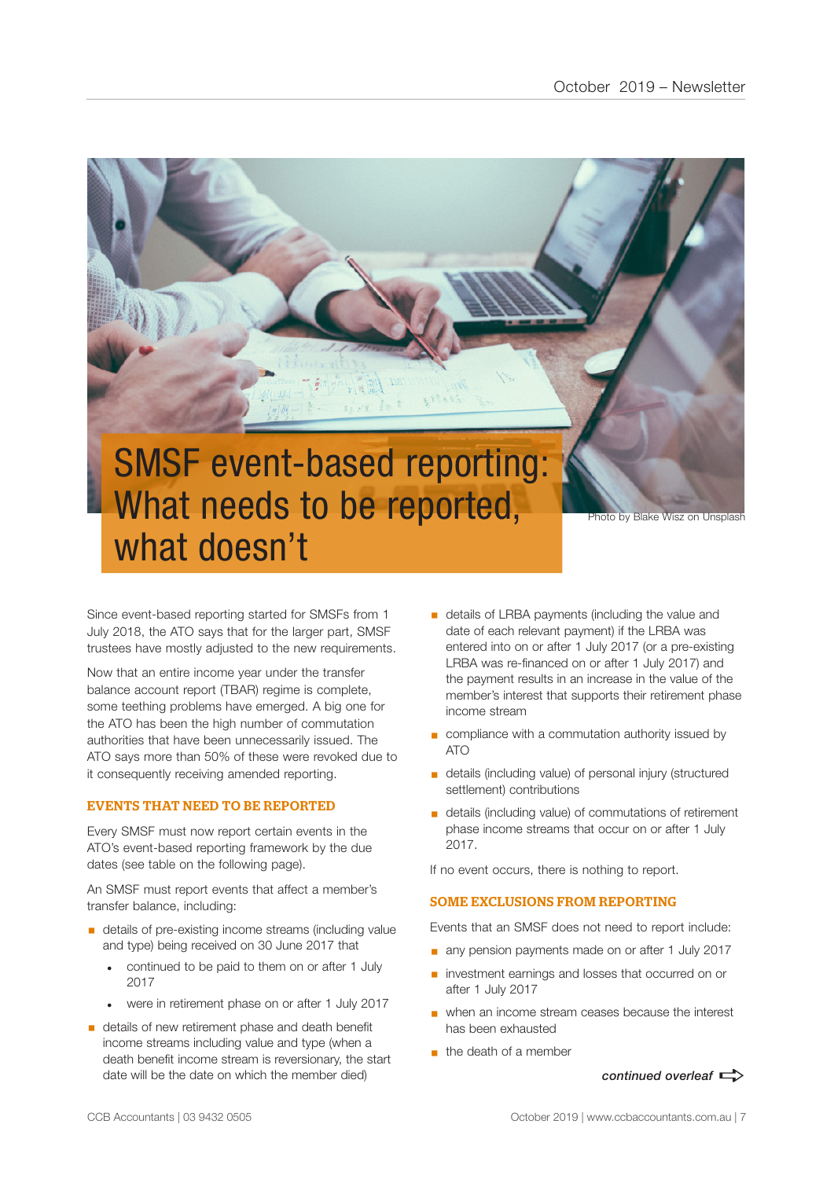# SMSF event-based reporting: What needs to be reported, what doesn't

Photo by Blake Wisz on Unsplash

Since event-based reporting started for SMSFs from 1 July 2018, the ATO says that for the larger part, SMSF trustees have mostly adjusted to the new requirements.

Now that an entire income year under the transfer balance account report (TBAR) regime is complete, some teething problems have emerged. A big one for the ATO has been the high number of commutation authorities that have been unnecessarily issued. The ATO says more than 50% of these were revoked due to it consequently receiving amended reporting.

## EVENTS THAT NEED TO BE REPORTED

Every SMSF must now report certain events in the ATO's event-based reporting framework by the due dates (see table on the following page).

An SMSF must report events that affect a member's transfer balance, including:

- details of pre-existing income streams (including value and type) being received on 30 June 2017 that
  - continued to be paid to them on or after 1 July 2017
  - were in retirement phase on or after 1 July 2017
- details of new retirement phase and death benefit income streams including value and type (when a death benefit income stream is reversionary, the start date will be the date on which the member died)
- details of LRBA payments (including the value and date of each relevant payment) if the LRBA was entered into on or after 1 July 2017 (or a pre-existing LRBA was re-financed on or after 1 July 2017) and the payment results in an increase in the value of the member's interest that supports their retirement phase income stream
- compliance with a commutation authority issued by ATO
- details (including value) of personal injury (structured settlement) contributions
- details (including value) of commutations of retirement phase income streams that occur on or after 1 July 2017.

If no event occurs, there is nothing to report.

## SOME EXCLUSIONS FROM REPORTING

Events that an SMSF does not need to report include:

- any pension payments made on or after 1 July 2017
- investment earnings and losses that occurred on or after 1 July 2017
- when an income stream ceases because the interest has been exhausted
- the death of a member

*continued overleaf*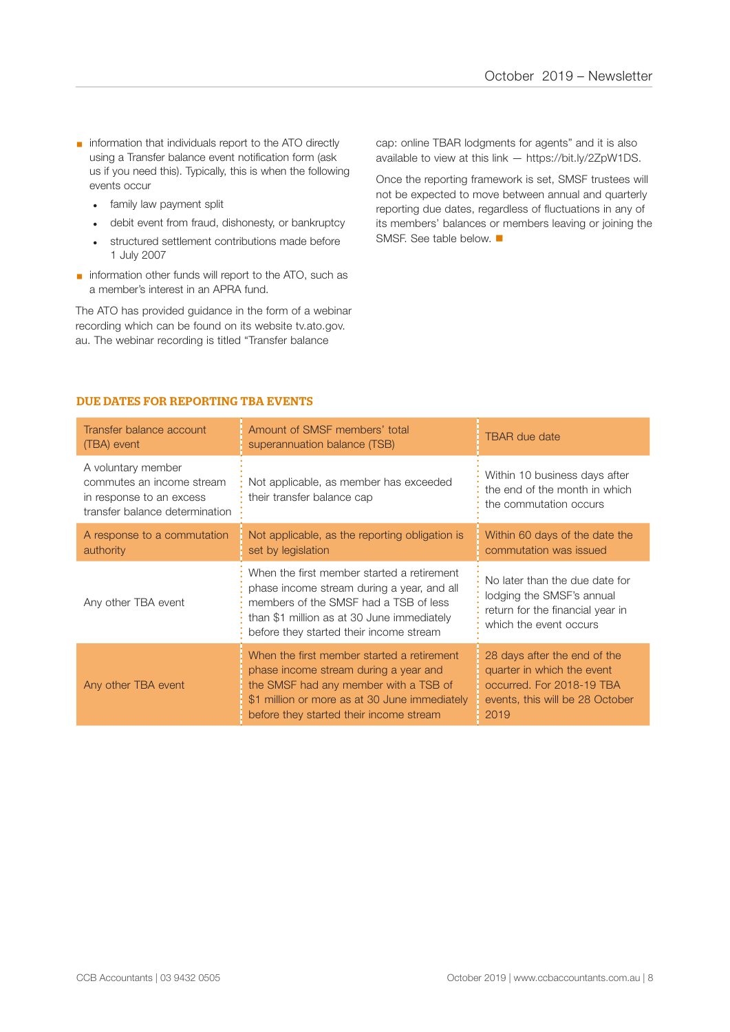- information that individuals report to the ATO directly using a Transfer balance event notification form (ask us if you need this). Typically, this is when the following events occur
  - family law payment split
  - debit event from fraud, dishonesty, or bankruptcy
  - structured settlement contributions made before 1 July 2007
- information other funds will report to the ATO, such as a member's interest in an APRA fund.

The ATO has provided guidance in the form of a webinar recording which can be found on its website tv.ato.gov.au. The webinar recording is titled "Transfer balance cap: online TBAR lodgments for agents" and it is also available to view at this link — https://bit.ly/2ZpW1DS.

Once the reporting framework is set, SMSF trustees will not be expected to move between annual and quarterly reporting due dates, regardless of fluctuations in any of its members' balances or members leaving or joining the SMSF. See table below.

## DUE DATES FOR REPORTING TBA EVENTS

| Transfer balance account (TBA) event | Amount of SMSF members' total superannuation balance (TSB) | TBAR due date |
|---|---|---|
| A voluntary member commutes an income stream in response to an excess transfer balance determination | Not applicable, as member has exceeded their transfer balance cap | Within 10 business days after the end of the month in which the commutation occurs |
| A response to a commutation authority | Not applicable, as the reporting obligation is set by legislation | Within 60 days of the date the commutation was issued |
| Any other TBA event | When the first member started a retirement phase income stream during a year, and all members of the SMSF had a TSB of less than $1 million as at 30 June immediately before they started their income stream | No later than the due date for lodging the SMSF's annual return for the financial year in which the event occurs |
| Any other TBA event | When the first member started a retirement phase income stream during a year and the SMSF had any member with a TSB of $1 million or more as at 30 June immediately before they started their income stream | 28 days after the end of the quarter in which the event occurred. For 2018-19 TBA events, this will be 28 October 2019 |